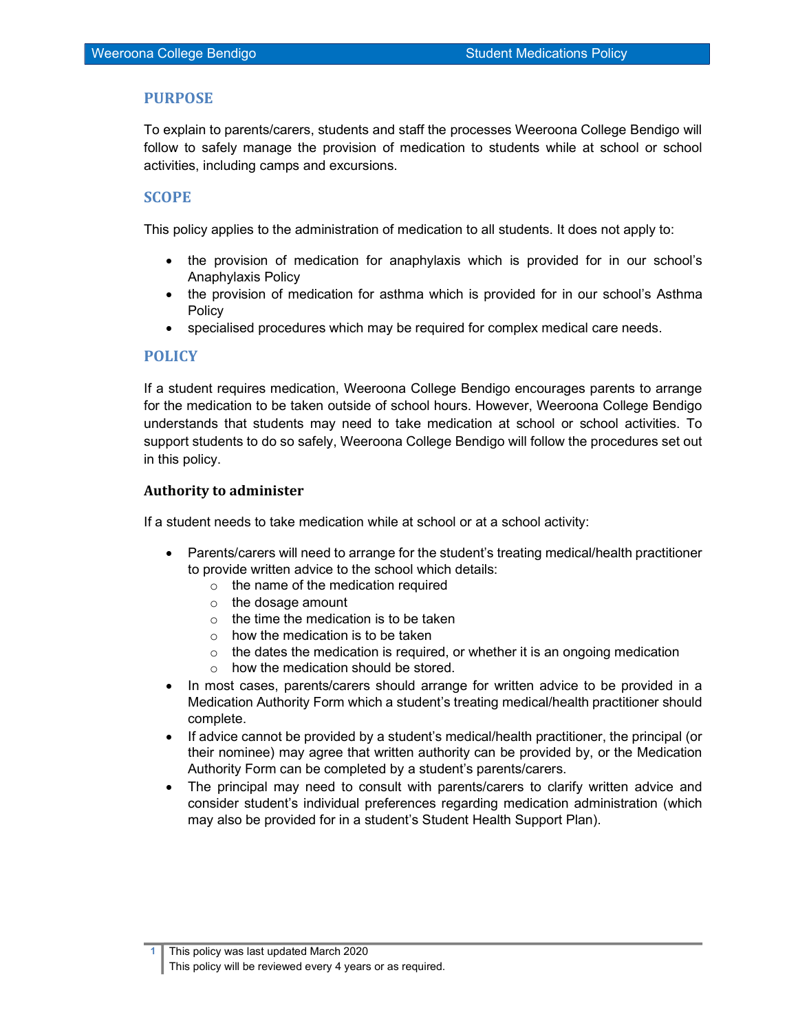## PURPOSE

To explain to parents/carers, students and staff the processes Weeroona College Bendigo will follow to safely manage the provision of medication to students while at school or school activities, including camps and excursions.

## SCOPE

This policy applies to the administration of medication to all students. It does not apply to:

- the provision of medication for anaphylaxis which is provided for in our school's Anaphylaxis Policy
- the provision of medication for asthma which is provided for in our school's Asthma Policy
- specialised procedures which may be required for complex medical care needs.

## POLICY

If a student requires medication, Weeroona College Bendigo encourages parents to arrange for the medication to be taken outside of school hours. However, Weeroona College Bendigo understands that students may need to take medication at school or school activities. To support students to do so safely, Weeroona College Bendigo will follow the procedures set out in this policy.

### Authority to administer

If a student needs to take medication while at school or at a school activity:

- Parents/carers will need to arrange for the student's treating medical/health practitioner to provide written advice to the school which details:
  - the name of the medication required
  - the dosage amount
  - the time the medication is to be taken
  - how the medication is to be taken
  - the dates the medication is required, or whether it is an ongoing medication
  - how the medication should be stored.
- In most cases, parents/carers should arrange for written advice to be provided in a Medication Authority Form which a student's treating medical/health practitioner should complete.
- If advice cannot be provided by a student's medical/health practitioner, the principal (or their nominee) may agree that written authority can be provided by, or the Medication Authority Form can be completed by a student's parents/carers.
- The principal may need to consult with parents/carers to clarify written advice and consider student's individual preferences regarding medication administration (which may also be provided for in a student's Student Health Support Plan).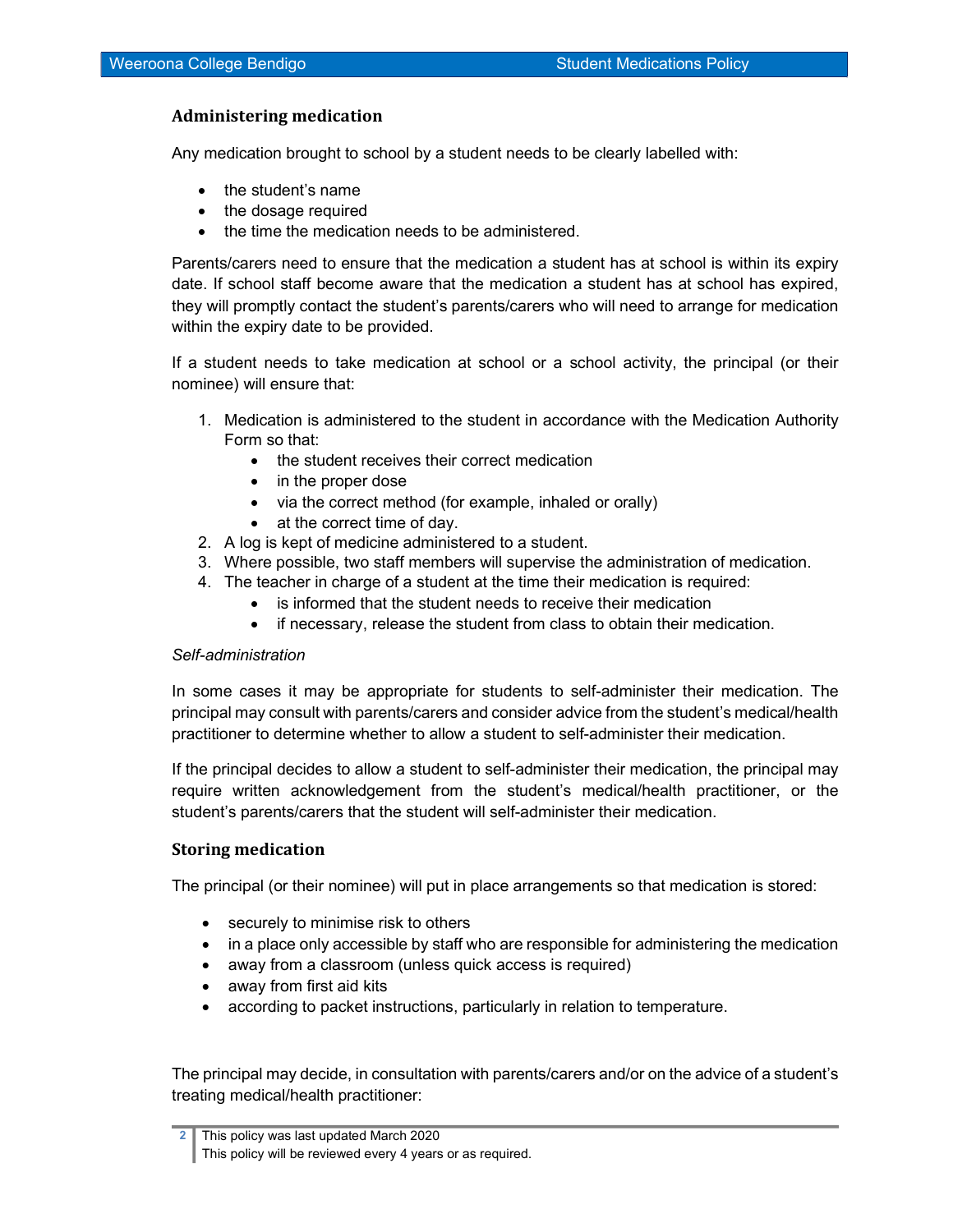## Administering medication

Any medication brought to school by a student needs to be clearly labelled with:

- the student's name
- the dosage required
- the time the medication needs to be administered.

Parents/carers need to ensure that the medication a student has at school is within its expiry date. If school staff become aware that the medication a student has at school has expired, they will promptly contact the student's parents/carers who will need to arrange for medication within the expiry date to be provided.

If a student needs to take medication at school or a school activity, the principal (or their nominee) will ensure that:

1. Medication is administered to the student in accordance with the Medication Authority Form so that:
   - the student receives their correct medication
   - in the proper dose
   - via the correct method (for example, inhaled or orally)
   - at the correct time of day.
2. A log is kept of medicine administered to a student.
3. Where possible, two staff members will supervise the administration of medication.
4. The teacher in charge of a student at the time their medication is required:
   - is informed that the student needs to receive their medication
   - if necessary, release the student from class to obtain their medication.

*Self-administration*

In some cases it may be appropriate for students to self-administer their medication. The principal may consult with parents/carers and consider advice from the student's medical/health practitioner to determine whether to allow a student to self-administer their medication.

If the principal decides to allow a student to self-administer their medication, the principal may require written acknowledgement from the student's medical/health practitioner, or the student's parents/carers that the student will self-administer their medication.

## Storing medication

The principal (or their nominee) will put in place arrangements so that medication is stored:

- securely to minimise risk to others
- in a place only accessible by staff who are responsible for administering the medication
- away from a classroom (unless quick access is required)
- away from first aid kits
- according to packet instructions, particularly in relation to temperature.

The principal may decide, in consultation with parents/carers and/or on the advice of a student's treating medical/health practitioner:

This policy was last updated March 2020
This policy will be reviewed every 4 years or as required.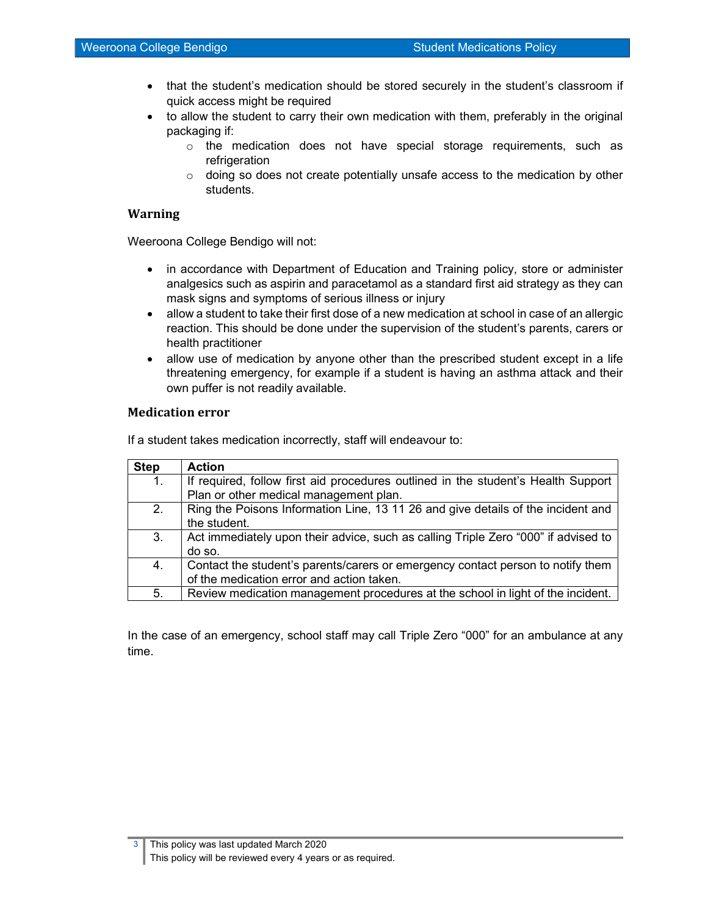- that the student's medication should be stored securely in the student's classroom if quick access might be required
- to allow the student to carry their own medication with them, preferably in the original packaging if:
    - the medication does not have special storage requirements, such as refrigeration
    - doing so does not create potentially unsafe access to the medication by other students.

### Warning

Weeroona College Bendigo will not:

- in accordance with Department of Education and Training policy, store or administer analgesics such as aspirin and paracetamol as a standard first aid strategy as they can mask signs and symptoms of serious illness or injury
- allow a student to take their first dose of a new medication at school in case of an allergic reaction. This should be done under the supervision of the student's parents, carers or health practitioner
- allow use of medication by anyone other than the prescribed student except in a life threatening emergency, for example if a student is having an asthma attack and their own puffer is not readily available.

### Medication error

If a student takes medication incorrectly, staff will endeavour to:

| Step | Action |
|---|---|
| 1. | If required, follow first aid procedures outlined in the student's Health Support Plan or other medical management plan. |
| 2. | Ring the Poisons Information Line, 13 11 26 and give details of the incident and the student. |
| 3. | Act immediately upon their advice, such as calling Triple Zero "000" if advised to do so. |
| 4. | Contact the student's parents/carers or emergency contact person to notify them of the medication error and action taken. |
| 5. | Review medication management procedures at the school in light of the incident. |

In the case of an emergency, school staff may call Triple Zero "000" for an ambulance at any time.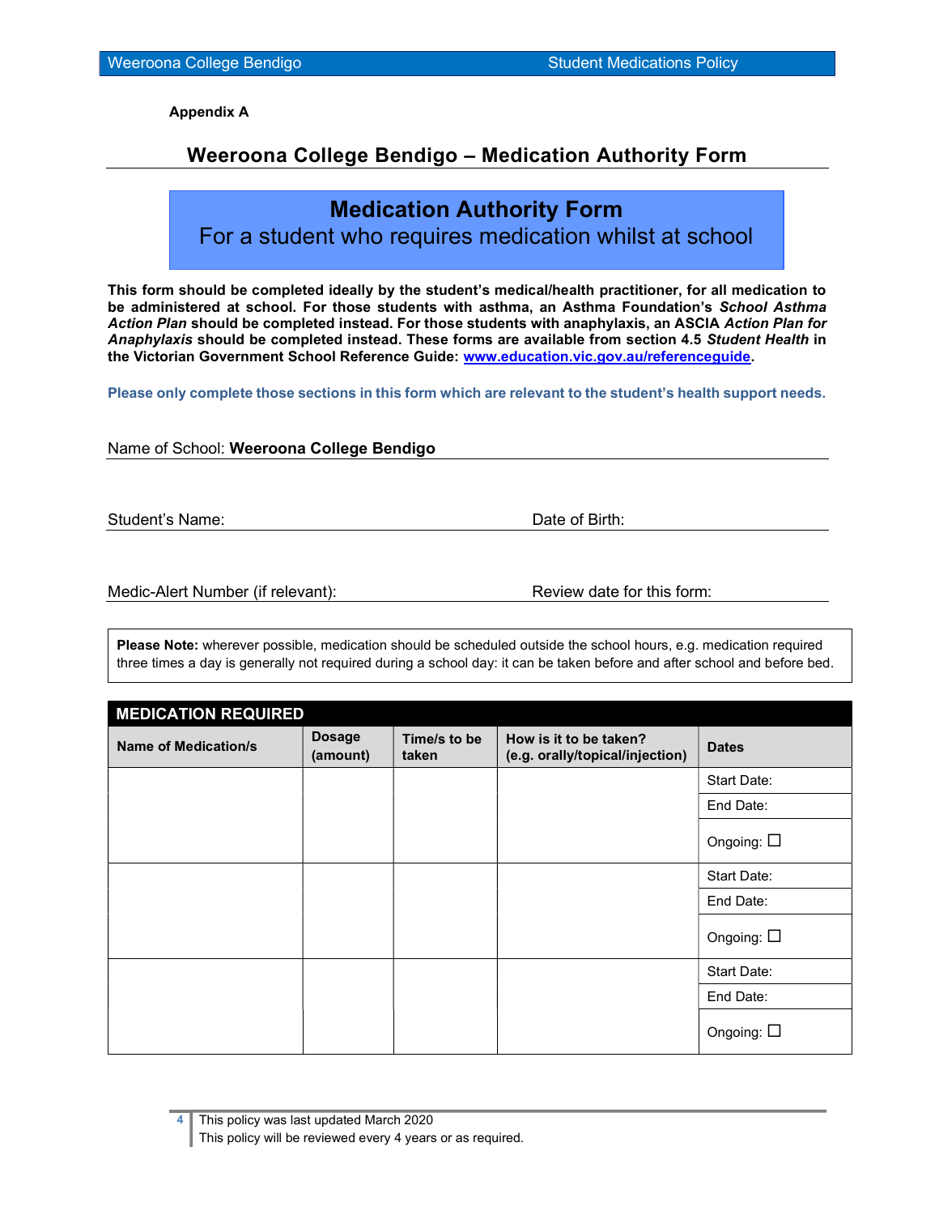**Appendix A**

## Weeroona College Bendigo – Medication Authority Form

# Medication Authority Form

For a student who requires medication whilst at school

**This form should be completed ideally by the student's medical/health practitioner, for all medication to be administered at school. For those students with asthma, an Asthma Foundation's *School Asthma Action Plan* should be completed instead. For those students with anaphylaxis, an ASCIA *Action Plan for Anaphylaxis* should be completed instead. These forms are available from section 4.5 *Student Health* in the Victorian Government School Reference Guide: [www.education.vic.gov.au/referenceguide](http://www.education.vic.gov.au/referenceguide).**

**Please only complete those sections in this form which are relevant to the student's health support needs.**

Name of School: **Weeroona College Bendigo**

Student's Name: ____________________ Date of Birth: ____________________

Medic-Alert Number (if relevant): ____________________ Review date for this form: ____________________

**Please Note:** wherever possible, medication should be scheduled outside the school hours, e.g. medication required three times a day is generally not required during a school day: it can be taken before and after school and before bed.

| **MEDICATION REQUIRED** | | | | |
|---|---|---|---|---|
| **Name of Medication/s** | **Dosage (amount)** | **Time/s to be taken** | **How is it to be taken? (e.g. orally/topical/injection)** | **Dates** |
| | | | | Start Date:<br>End Date:<br>Ongoing: ☐ |
| | | | | Start Date:<br>End Date:<br>Ongoing: ☐ |
| | | | | Start Date:<br>End Date:<br>Ongoing: ☐ |

This policy was last updated March 2020
This policy will be reviewed every 4 years or as required.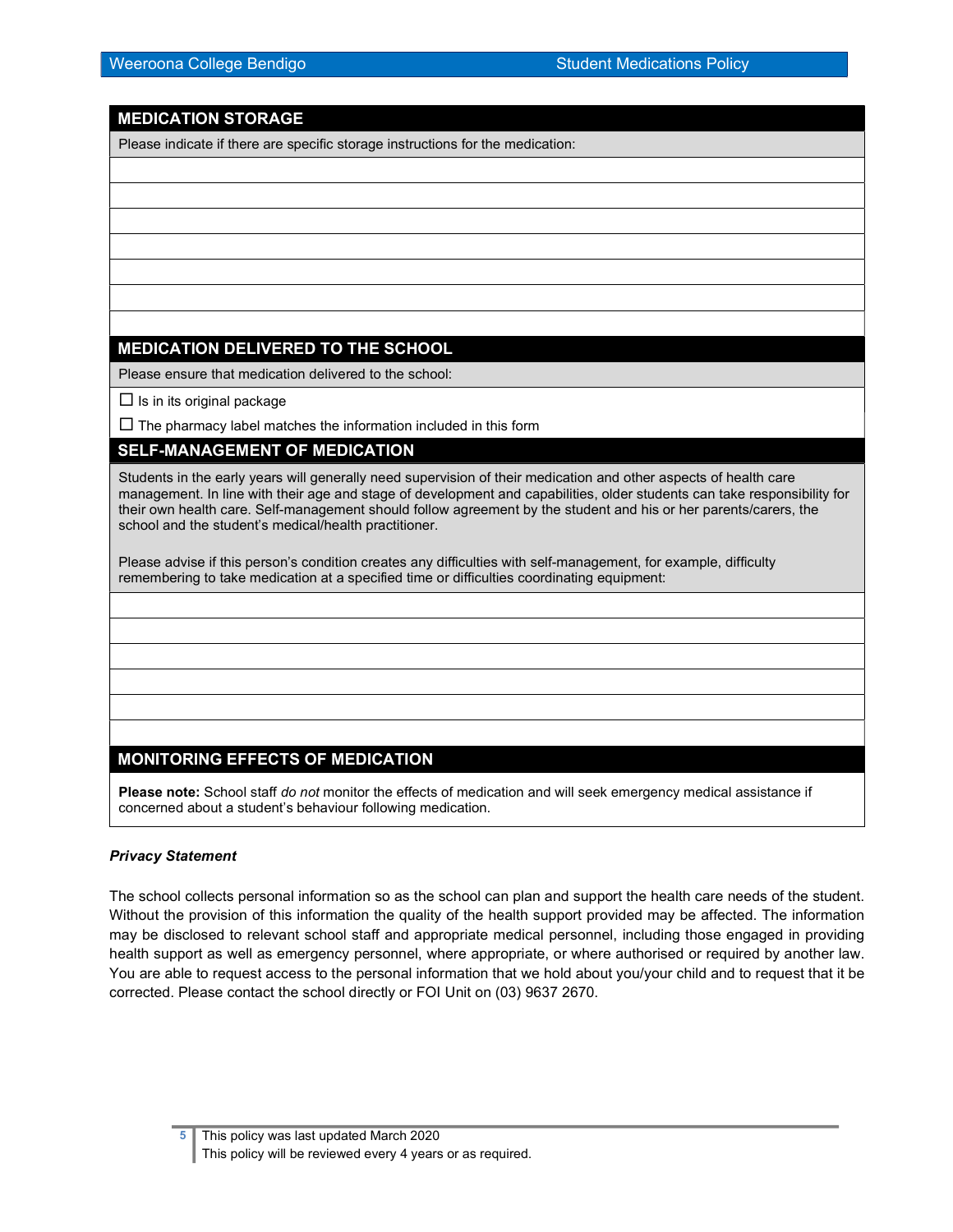## MEDICATION STORAGE

Please indicate if there are specific storage instructions for the medication:

|  |
| --- |
|  |
|  |
|  |
|  |
|  |
|  |
|  |

## MEDICATION DELIVERED TO THE SCHOOL

Please ensure that medication delivered to the school:

☐ Is in its original package

☐ The pharmacy label matches the information included in this form

## SELF-MANAGEMENT OF MEDICATION

Students in the early years will generally need supervision of their medication and other aspects of health care management. In line with their age and stage of development and capabilities, older students can take responsibility for their own health care. Self-management should follow agreement by the student and his or her parents/carers, the school and the student's medical/health practitioner.

Please advise if this person's condition creates any difficulties with self-management, for example, difficulty remembering to take medication at a specified time or difficulties coordinating equipment:

|  |
| --- |
|  |
|  |
|  |
|  |
|  |
|  |

## MONITORING EFFECTS OF MEDICATION

**Please note:** School staff *do not* monitor the effects of medication and will seek emergency medical assistance if concerned about a student's behaviour following medication.

***Privacy Statement***

The school collects personal information so as the school can plan and support the health care needs of the student. Without the provision of this information the quality of the health support provided may be affected. The information may be disclosed to relevant school staff and appropriate medical personnel, including those engaged in providing health support as well as emergency personnel, where appropriate, or where authorised or required by another law. You are able to request access to the personal information that we hold about you/your child and to request that it be corrected. Please contact the school directly or FOI Unit on (03) 9637 2670.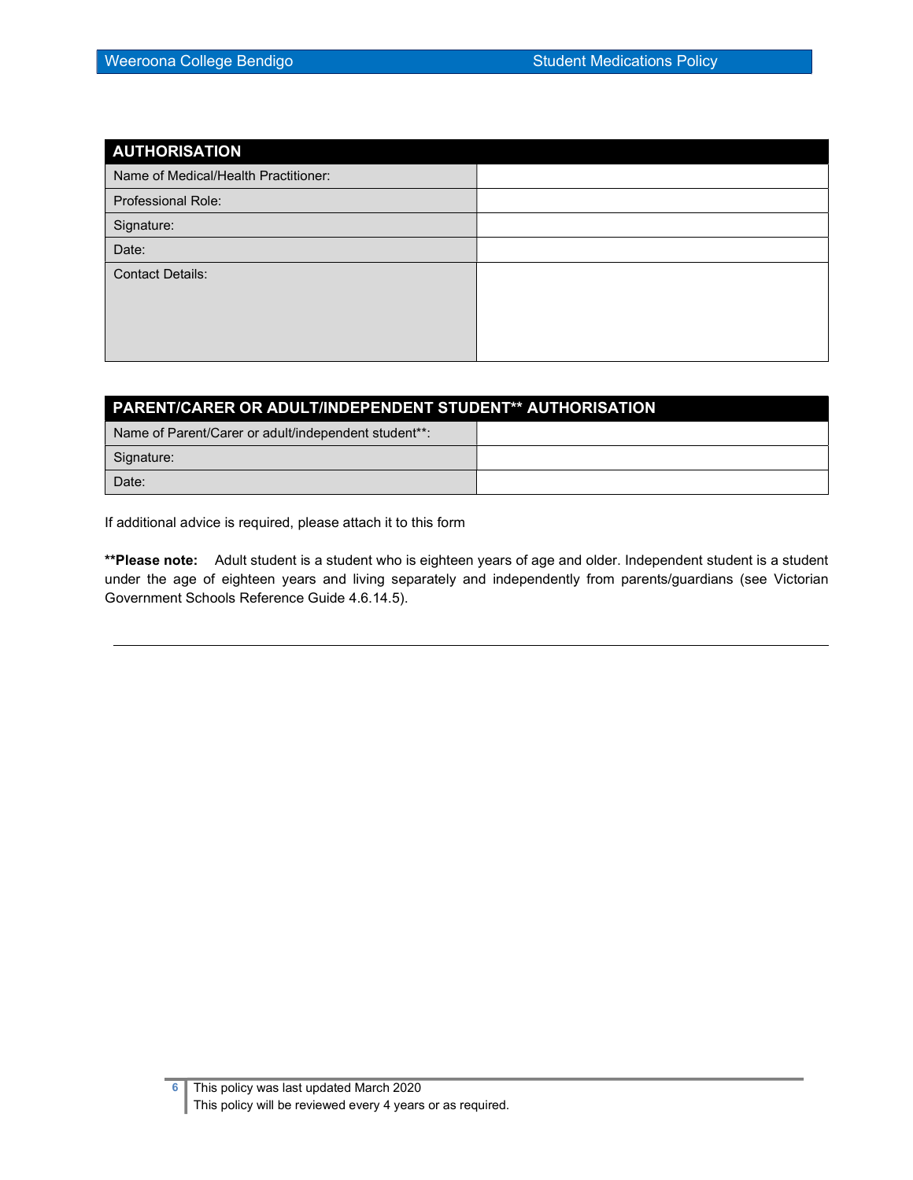| AUTHORISATION | |
|---|---|
| Name of Medical/Health Practitioner: | |
| Professional Role: | |
| Signature: | |
| Date: | |
| Contact Details: | |

| PARENT/CARER OR ADULT/INDEPENDENT STUDENT** AUTHORISATION | |
|---|---|
| Name of Parent/Carer or adult/independent student**: | |
| Signature: | |
| Date: | |

If additional advice is required, please attach it to this form

**Please note:** Adult student is a student who is eighteen years of age and older. Independent student is a student under the age of eighteen years and living separately and independently from parents/guardians (see Victorian Government Schools Reference Guide 4.6.14.5).

---

This policy was last updated March 2020
This policy will be reviewed every 4 years or as required.